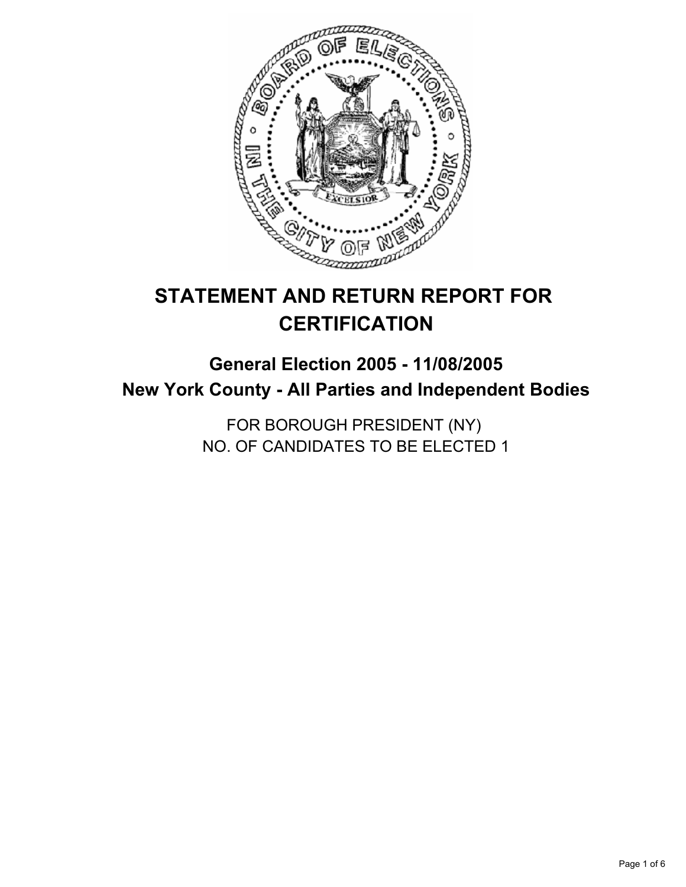# STATEMENT AND RETURN REPORT FOR CERTIFICATION

## General Election 2005 - 11/08/2005
## New York County - All Parties and Independent Bodies

FOR BOROUGH PRESIDENT (NY)
NO. OF CANDIDATES TO BE ELECTED 1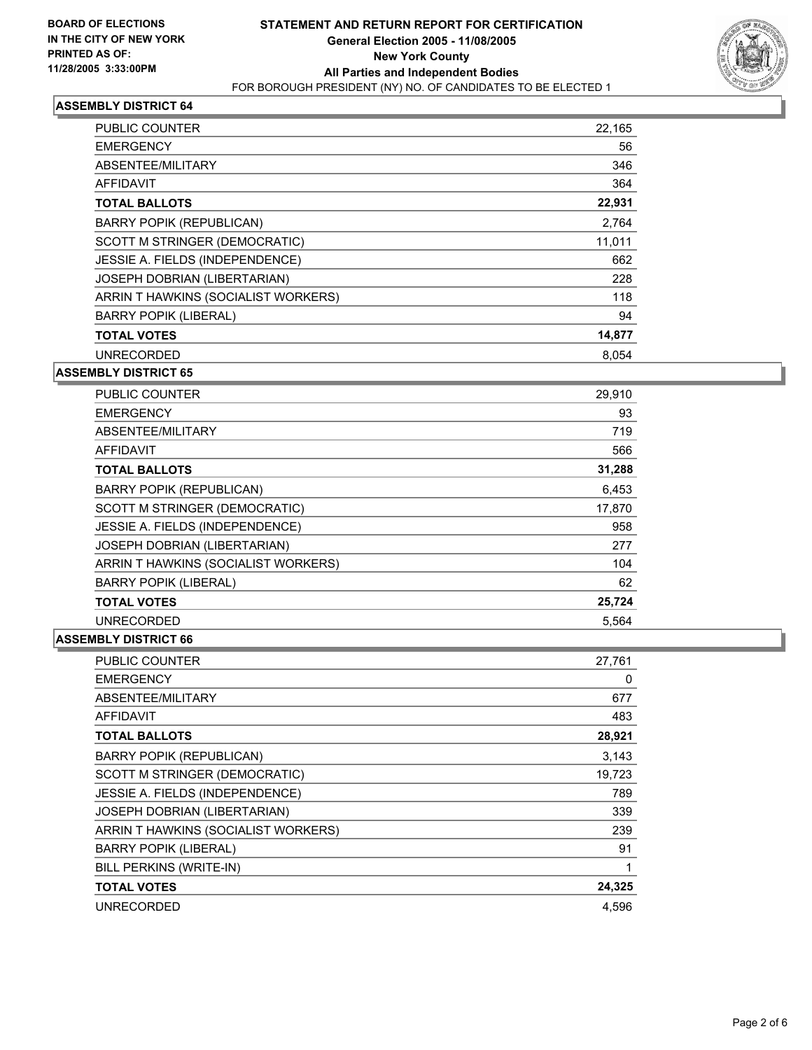**BOARD OF ELECTIONS IN THE CITY OF NEW YORK PRINTED AS OF: 11/28/2005 3:33:00PM**

# STATEMENT AND RETURN REPORT FOR CERTIFICATION
## General Election 2005 - 11/08/2005
## New York County
## All Parties and Independent Bodies
FOR BOROUGH PRESIDENT (NY) NO. OF CANDIDATES TO BE ELECTED 1

### ASSEMBLY DISTRICT 64

| | |
|---|---|
| PUBLIC COUNTER | 22,165 |
| EMERGENCY | 56 |
| ABSENTEE/MILITARY | 346 |
| AFFIDAVIT | 364 |
| **TOTAL BALLOTS** | **22,931** |
| BARRY POPIK (REPUBLICAN) | 2,764 |
| SCOTT M STRINGER (DEMOCRATIC) | 11,011 |
| JESSIE A. FIELDS (INDEPENDENCE) | 662 |
| JOSEPH DOBRIAN (LIBERTARIAN) | 228 |
| ARRIN T HAWKINS (SOCIALIST WORKERS) | 118 |
| BARRY POPIK (LIBERAL) | 94 |
| **TOTAL VOTES** | **14,877** |
| UNRECORDED | 8,054 |

### ASSEMBLY DISTRICT 65

| | |
|---|---|
| PUBLIC COUNTER | 29,910 |
| EMERGENCY | 93 |
| ABSENTEE/MILITARY | 719 |
| AFFIDAVIT | 566 |
| **TOTAL BALLOTS** | **31,288** |
| BARRY POPIK (REPUBLICAN) | 6,453 |
| SCOTT M STRINGER (DEMOCRATIC) | 17,870 |
| JESSIE A. FIELDS (INDEPENDENCE) | 958 |
| JOSEPH DOBRIAN (LIBERTARIAN) | 277 |
| ARRIN T HAWKINS (SOCIALIST WORKERS) | 104 |
| BARRY POPIK (LIBERAL) | 62 |
| **TOTAL VOTES** | **25,724** |
| UNRECORDED | 5,564 |

### ASSEMBLY DISTRICT 66

| | |
|---|---|
| PUBLIC COUNTER | 27,761 |
| EMERGENCY | 0 |
| ABSENTEE/MILITARY | 677 |
| AFFIDAVIT | 483 |
| **TOTAL BALLOTS** | **28,921** |
| BARRY POPIK (REPUBLICAN) | 3,143 |
| SCOTT M STRINGER (DEMOCRATIC) | 19,723 |
| JESSIE A. FIELDS (INDEPENDENCE) | 789 |
| JOSEPH DOBRIAN (LIBERTARIAN) | 339 |
| ARRIN T HAWKINS (SOCIALIST WORKERS) | 239 |
| BARRY POPIK (LIBERAL) | 91 |
| BILL PERKINS (WRITE-IN) | 1 |
| **TOTAL VOTES** | **24,325** |
| UNRECORDED | 4,596 |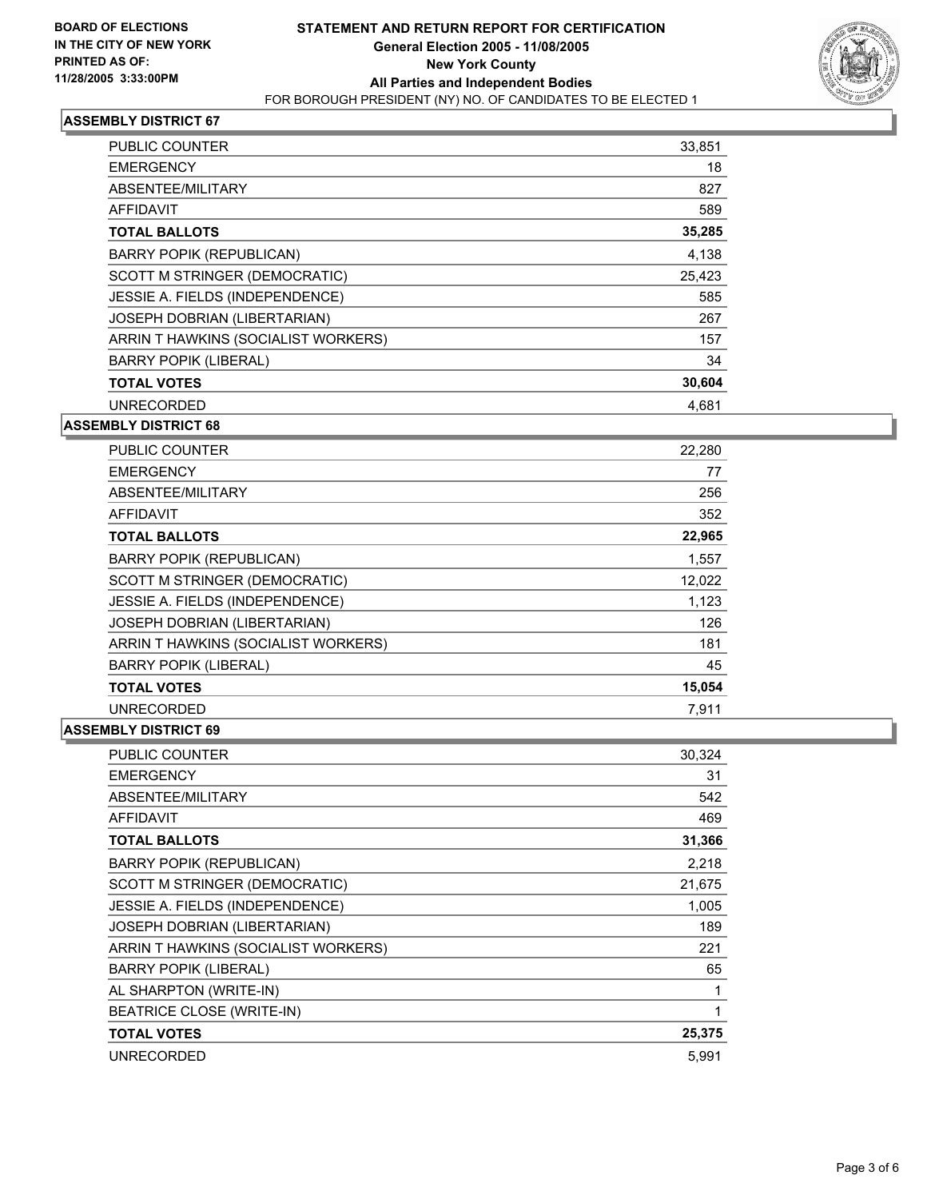**BOARD OF ELECTIONS IN THE CITY OF NEW YORK PRINTED AS OF: 11/28/2005 3:33:00PM**

# STATEMENT AND RETURN REPORT FOR CERTIFICATION
## General Election 2005 - 11/08/2005
## New York County
## All Parties and Independent Bodies
FOR BOROUGH PRESIDENT (NY) NO. OF CANDIDATES TO BE ELECTED 1

### ASSEMBLY DISTRICT 67

| | |
|---|---|
| PUBLIC COUNTER | 33,851 |
| EMERGENCY | 18 |
| ABSENTEE/MILITARY | 827 |
| AFFIDAVIT | 589 |
| **TOTAL BALLOTS** | **35,285** |
| BARRY POPIK (REPUBLICAN) | 4,138 |
| SCOTT M STRINGER (DEMOCRATIC) | 25,423 |
| JESSIE A. FIELDS (INDEPENDENCE) | 585 |
| JOSEPH DOBRIAN (LIBERTARIAN) | 267 |
| ARRIN T HAWKINS (SOCIALIST WORKERS) | 157 |
| BARRY POPIK (LIBERAL) | 34 |
| **TOTAL VOTES** | **30,604** |
| UNRECORDED | 4,681 |

### ASSEMBLY DISTRICT 68

| | |
|---|---|
| PUBLIC COUNTER | 22,280 |
| EMERGENCY | 77 |
| ABSENTEE/MILITARY | 256 |
| AFFIDAVIT | 352 |
| **TOTAL BALLOTS** | **22,965** |
| BARRY POPIK (REPUBLICAN) | 1,557 |
| SCOTT M STRINGER (DEMOCRATIC) | 12,022 |
| JESSIE A. FIELDS (INDEPENDENCE) | 1,123 |
| JOSEPH DOBRIAN (LIBERTARIAN) | 126 |
| ARRIN T HAWKINS (SOCIALIST WORKERS) | 181 |
| BARRY POPIK (LIBERAL) | 45 |
| **TOTAL VOTES** | **15,054** |
| UNRECORDED | 7,911 |

### ASSEMBLY DISTRICT 69

| | |
|---|---|
| PUBLIC COUNTER | 30,324 |
| EMERGENCY | 31 |
| ABSENTEE/MILITARY | 542 |
| AFFIDAVIT | 469 |
| **TOTAL BALLOTS** | **31,366** |
| BARRY POPIK (REPUBLICAN) | 2,218 |
| SCOTT M STRINGER (DEMOCRATIC) | 21,675 |
| JESSIE A. FIELDS (INDEPENDENCE) | 1,005 |
| JOSEPH DOBRIAN (LIBERTARIAN) | 189 |
| ARRIN T HAWKINS (SOCIALIST WORKERS) | 221 |
| BARRY POPIK (LIBERAL) | 65 |
| AL SHARPTON (WRITE-IN) | 1 |
| BEATRICE CLOSE (WRITE-IN) | 1 |
| **TOTAL VOTES** | **25,375** |
| UNRECORDED | 5,991 |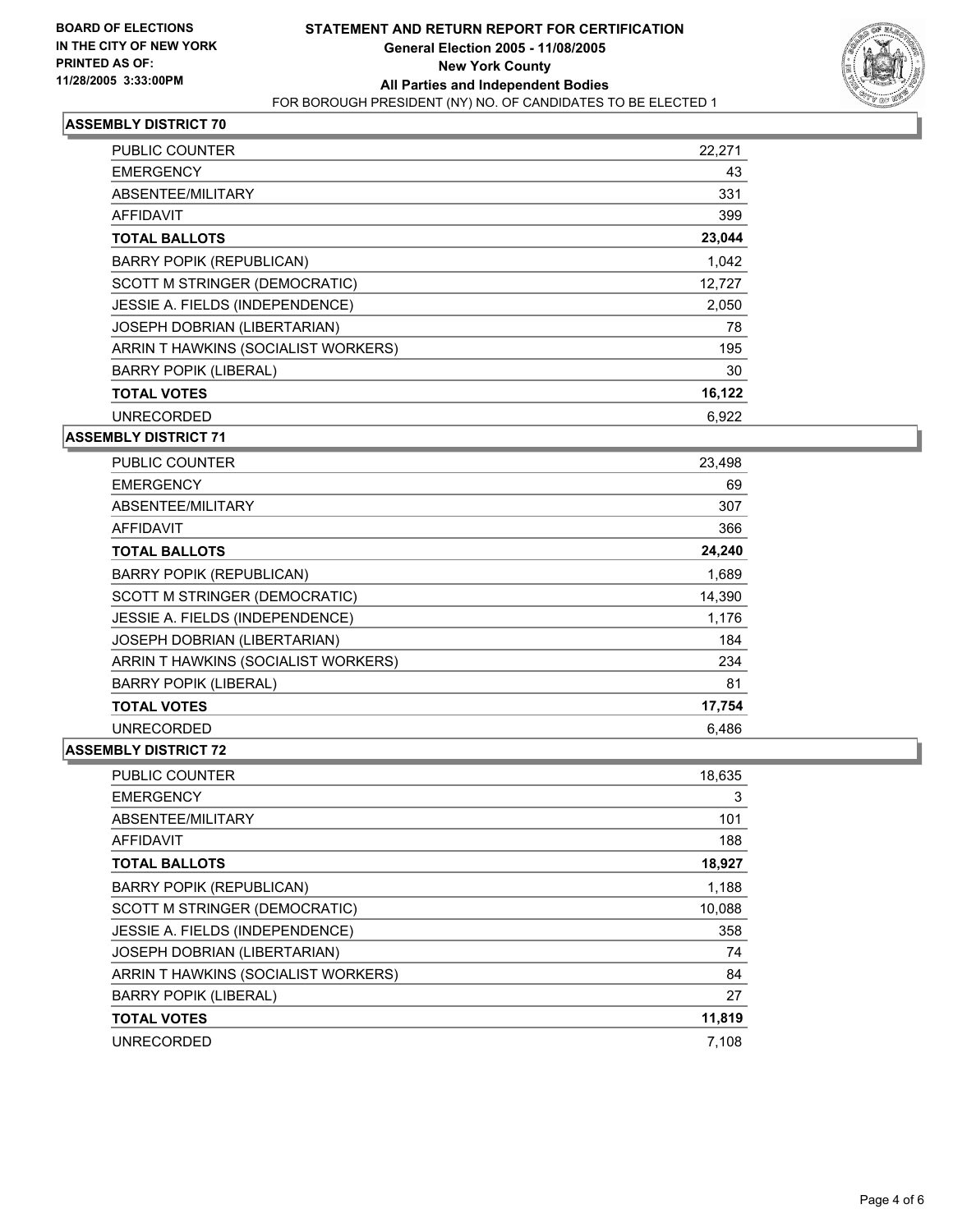**BOARD OF ELECTIONS IN THE CITY OF NEW YORK**
**PRINTED AS OF: 11/28/2005 3:33:00PM**

# STATEMENT AND RETURN REPORT FOR CERTIFICATION
## General Election 2005 - 11/08/2005
## New York County
## All Parties and Independent Bodies
FOR BOROUGH PRESIDENT (NY) NO. OF CANDIDATES TO BE ELECTED 1

### ASSEMBLY DISTRICT 70

| | |
|---|---|
| PUBLIC COUNTER | 22,271 |
| EMERGENCY | 43 |
| ABSENTEE/MILITARY | 331 |
| AFFIDAVIT | 399 |
| **TOTAL BALLOTS** | **23,044** |
| BARRY POPIK (REPUBLICAN) | 1,042 |
| SCOTT M STRINGER (DEMOCRATIC) | 12,727 |
| JESSIE A. FIELDS (INDEPENDENCE) | 2,050 |
| JOSEPH DOBRIAN (LIBERTARIAN) | 78 |
| ARRIN T HAWKINS (SOCIALIST WORKERS) | 195 |
| BARRY POPIK (LIBERAL) | 30 |
| **TOTAL VOTES** | **16,122** |
| UNRECORDED | 6,922 |

### ASSEMBLY DISTRICT 71

| | |
|---|---|
| PUBLIC COUNTER | 23,498 |
| EMERGENCY | 69 |
| ABSENTEE/MILITARY | 307 |
| AFFIDAVIT | 366 |
| **TOTAL BALLOTS** | **24,240** |
| BARRY POPIK (REPUBLICAN) | 1,689 |
| SCOTT M STRINGER (DEMOCRATIC) | 14,390 |
| JESSIE A. FIELDS (INDEPENDENCE) | 1,176 |
| JOSEPH DOBRIAN (LIBERTARIAN) | 184 |
| ARRIN T HAWKINS (SOCIALIST WORKERS) | 234 |
| BARRY POPIK (LIBERAL) | 81 |
| **TOTAL VOTES** | **17,754** |
| UNRECORDED | 6,486 |

### ASSEMBLY DISTRICT 72

| | |
|---|---|
| PUBLIC COUNTER | 18,635 |
| EMERGENCY | 3 |
| ABSENTEE/MILITARY | 101 |
| AFFIDAVIT | 188 |
| **TOTAL BALLOTS** | **18,927** |
| BARRY POPIK (REPUBLICAN) | 1,188 |
| SCOTT M STRINGER (DEMOCRATIC) | 10,088 |
| JESSIE A. FIELDS (INDEPENDENCE) | 358 |
| JOSEPH DOBRIAN (LIBERTARIAN) | 74 |
| ARRIN T HAWKINS (SOCIALIST WORKERS) | 84 |
| BARRY POPIK (LIBERAL) | 27 |
| **TOTAL VOTES** | **11,819** |
| UNRECORDED | 7,108 |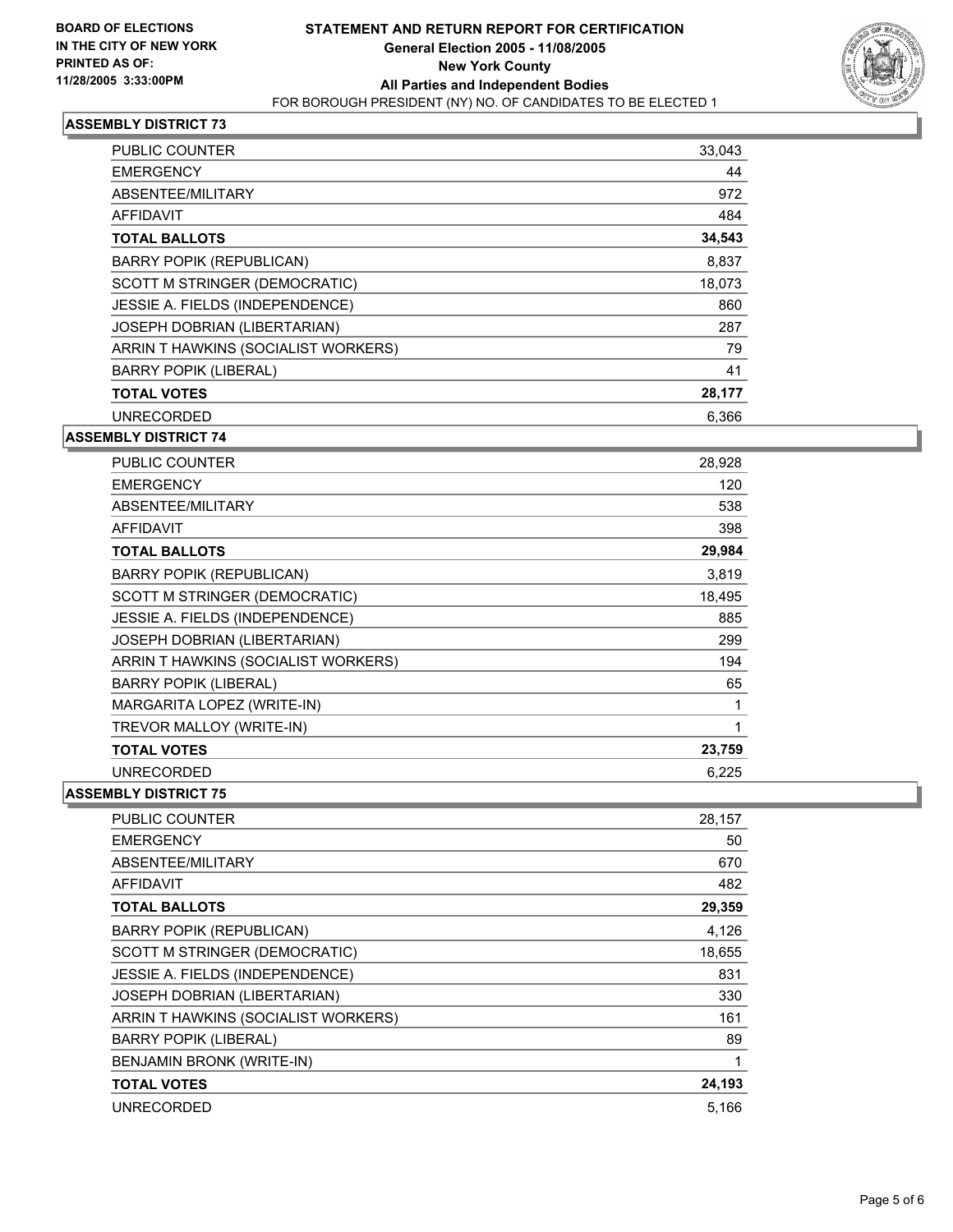**BOARD OF ELECTIONS IN THE CITY OF NEW YORK**
**PRINTED AS OF: 11/28/2005 3:33:00PM**

# STATEMENT AND RETURN REPORT FOR CERTIFICATION
## General Election 2005 - 11/08/2005
## New York County
## All Parties and Independent Bodies

FOR BOROUGH PRESIDENT (NY) NO. OF CANDIDATES TO BE ELECTED 1

### ASSEMBLY DISTRICT 73

| | |
|---|---|
| PUBLIC COUNTER | 33,043 |
| EMERGENCY | 44 |
| ABSENTEE/MILITARY | 972 |
| AFFIDAVIT | 484 |
| **TOTAL BALLOTS** | **34,543** |
| BARRY POPIK (REPUBLICAN) | 8,837 |
| SCOTT M STRINGER (DEMOCRATIC) | 18,073 |
| JESSIE A. FIELDS (INDEPENDENCE) | 860 |
| JOSEPH DOBRIAN (LIBERTARIAN) | 287 |
| ARRIN T HAWKINS (SOCIALIST WORKERS) | 79 |
| BARRY POPIK (LIBERAL) | 41 |
| **TOTAL VOTES** | **28,177** |
| UNRECORDED | 6,366 |

### ASSEMBLY DISTRICT 74

| | |
|---|---|
| PUBLIC COUNTER | 28,928 |
| EMERGENCY | 120 |
| ABSENTEE/MILITARY | 538 |
| AFFIDAVIT | 398 |
| **TOTAL BALLOTS** | **29,984** |
| BARRY POPIK (REPUBLICAN) | 3,819 |
| SCOTT M STRINGER (DEMOCRATIC) | 18,495 |
| JESSIE A. FIELDS (INDEPENDENCE) | 885 |
| JOSEPH DOBRIAN (LIBERTARIAN) | 299 |
| ARRIN T HAWKINS (SOCIALIST WORKERS) | 194 |
| BARRY POPIK (LIBERAL) | 65 |
| MARGARITA LOPEZ (WRITE-IN) | 1 |
| TREVOR MALLOY (WRITE-IN) | 1 |
| **TOTAL VOTES** | **23,759** |
| UNRECORDED | 6,225 |

### ASSEMBLY DISTRICT 75

| | |
|---|---|
| PUBLIC COUNTER | 28,157 |
| EMERGENCY | 50 |
| ABSENTEE/MILITARY | 670 |
| AFFIDAVIT | 482 |
| **TOTAL BALLOTS** | **29,359** |
| BARRY POPIK (REPUBLICAN) | 4,126 |
| SCOTT M STRINGER (DEMOCRATIC) | 18,655 |
| JESSIE A. FIELDS (INDEPENDENCE) | 831 |
| JOSEPH DOBRIAN (LIBERTARIAN) | 330 |
| ARRIN T HAWKINS (SOCIALIST WORKERS) | 161 |
| BARRY POPIK (LIBERAL) | 89 |
| BENJAMIN BRONK (WRITE-IN) | 1 |
| **TOTAL VOTES** | **24,193** |
| UNRECORDED | 5,166 |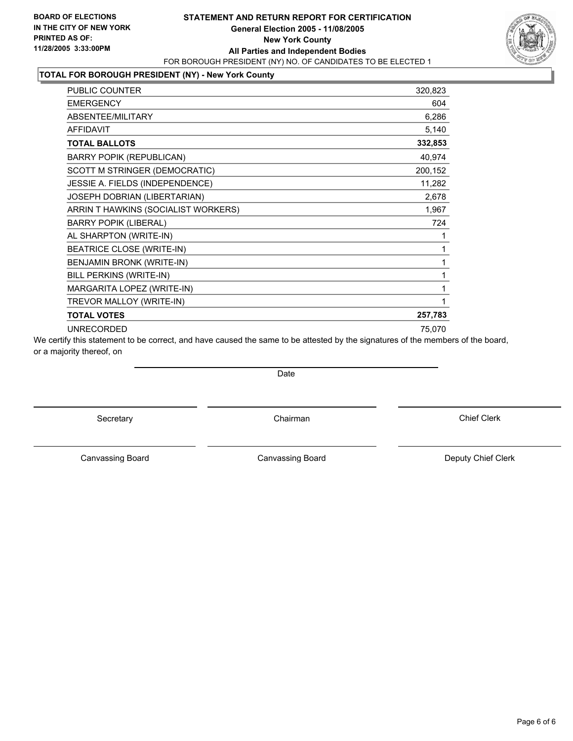**BOARD OF ELECTIONS IN THE CITY OF NEW YORK PRINTED AS OF: 11/28/2005 3:33:00PM**

# STATEMENT AND RETURN REPORT FOR CERTIFICATION
## General Election 2005 - 11/08/2005
## New York County
## All Parties and Independent Bodies

FOR BOROUGH PRESIDENT (NY) NO. OF CANDIDATES TO BE ELECTED 1

**TOTAL FOR BOROUGH PRESIDENT (NY) - New York County**

| | |
|---|---|
| PUBLIC COUNTER | 320,823 |
| EMERGENCY | 604 |
| ABSENTEE/MILITARY | 6,286 |
| AFFIDAVIT | 5,140 |
| **TOTAL BALLOTS** | **332,853** |
| BARRY POPIK (REPUBLICAN) | 40,974 |
| SCOTT M STRINGER (DEMOCRATIC) | 200,152 |
| JESSIE A. FIELDS (INDEPENDENCE) | 11,282 |
| JOSEPH DOBRIAN (LIBERTARIAN) | 2,678 |
| ARRIN T HAWKINS (SOCIALIST WORKERS) | 1,967 |
| BARRY POPIK (LIBERAL) | 724 |
| AL SHARPTON (WRITE-IN) | 1 |
| BEATRICE CLOSE (WRITE-IN) | 1 |
| BENJAMIN BRONK (WRITE-IN) | 1 |
| BILL PERKINS (WRITE-IN) | 1 |
| MARGARITA LOPEZ (WRITE-IN) | 1 |
| TREVOR MALLOY (WRITE-IN) | 1 |
| **TOTAL VOTES** | **257,783** |
| UNRECORDED | 75,070 |

We certify this statement to be correct, and have caused the same to be attested by the signatures of the members of the board, or a majority thereof, on

Date

Secretary

Chairman

Chief Clerk

Canvassing Board

Canvassing Board

Deputy Chief Clerk